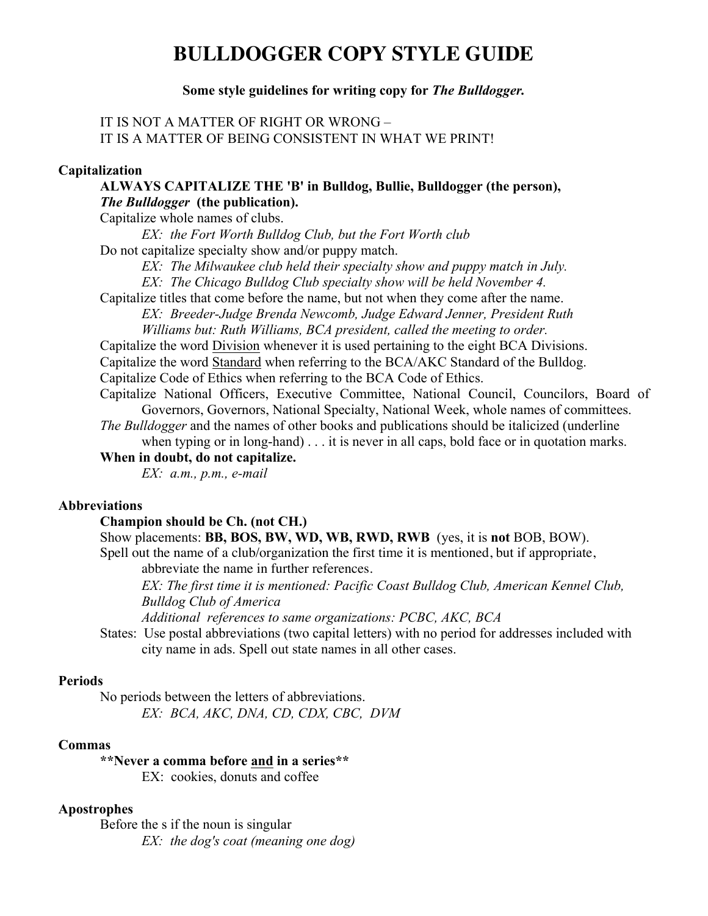# BULLDOGGER COPY STYLE GUIDE

**Some style guidelines for writing copy for *The Bulldogger.***

IT IS NOT A MATTER OF RIGHT OR WRONG –
IT IS A MATTER OF BEING CONSISTENT IN WHAT WE PRINT!

### Capitalization

**ALWAYS CAPITALIZE THE 'B' in Bulldog, Bullie, Bulldogger (the person), *The Bulldogger* (the publication).**

Capitalize whole names of clubs.

*EX: the Fort Worth Bulldog Club, but the Fort Worth club*

Do not capitalize specialty show and/or puppy match.

*EX: The Milwaukee club held their specialty show and puppy match in July.*

*EX: The Chicago Bulldog Club specialty show will be held November 4.*

Capitalize titles that come before the name, but not when they come after the name.

*EX: Breeder-Judge Brenda Newcomb, Judge Edward Jenner, President Ruth Williams but: Ruth Williams, BCA president, called the meeting to order.*

Capitalize the word <u>Division</u> whenever it is used pertaining to the eight BCA Divisions.

Capitalize the word <u>Standard</u> when referring to the BCA/AKC Standard of the Bulldog.

Capitalize Code of Ethics when referring to the BCA Code of Ethics.

Capitalize National Officers, Executive Committee, National Council, Councilors, Board of Governors, Governors, National Specialty, National Week, whole names of committees.

*The Bulldogger* and the names of other books and publications should be italicized (underline when typing or in long-hand) . . . it is never in all caps, bold face or in quotation marks.

**When in doubt, do not capitalize.**

*EX: a.m., p.m., e-mail*

### Abbreviations

**Champion should be Ch. (not CH.)**

Show placements: **BB, BOS, BW, WD, WB, RWD, RWB** (yes, it is **not** BOB, BOW).

Spell out the name of a club/organization the first time it is mentioned, but if appropriate, abbreviate the name in further references.

*EX: The first time it is mentioned: Pacific Coast Bulldog Club, American Kennel Club, Bulldog Club of America*

*Additional references to same organizations: PCBC, AKC, BCA*

States: Use postal abbreviations (two capital letters) with no period for addresses included with city name in ads. Spell out state names in all other cases.

### Periods

No periods between the letters of abbreviations.

*EX: BCA, AKC, DNA, CD, CDX, CBC, DVM*

### Commas

**\*\*Never a comma before <u>and</u> in a series\*\***

EX: cookies, donuts and coffee

### Apostrophes

Before the s if the noun is singular

*EX: the dog's coat (meaning one dog)*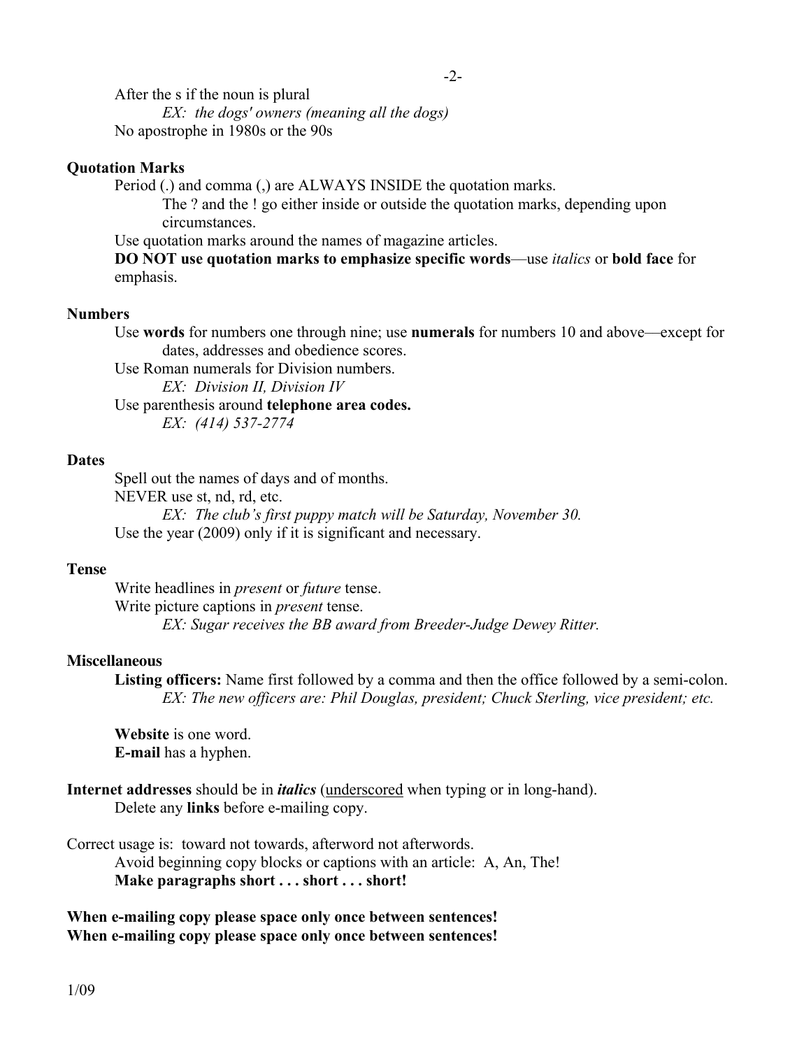After the s if the noun is plural

*EX: the dogs' owners (meaning all the dogs)*

No apostrophe in 1980s or the 90s

**Quotation Marks**

Period (.) and comma (,) are ALWAYS INSIDE the quotation marks.

The ? and the ! go either inside or outside the quotation marks, depending upon circumstances.

Use quotation marks around the names of magazine articles.

**DO NOT use quotation marks to emphasize specific words**—use *italics* or **bold face** for emphasis.

**Numbers**

Use **words** for numbers one through nine; use **numerals** for numbers 10 and above—except for dates, addresses and obedience scores.

Use Roman numerals for Division numbers.

*EX: Division II, Division IV*

Use parenthesis around **telephone area codes.**

*EX: (414) 537-2774*

**Dates**

Spell out the names of days and of months.

NEVER use st, nd, rd, etc.

*EX: The club's first puppy match will be Saturday, November 30.*

Use the year (2009) only if it is significant and necessary.

**Tense**

Write headlines in *present* or *future* tense.

Write picture captions in *present* tense.

*EX: Sugar receives the BB award from Breeder-Judge Dewey Ritter.*

**Miscellaneous**

**Listing officers:** Name first followed by a comma and then the office followed by a semi-colon.

*EX: The new officers are: Phil Douglas, president; Chuck Sterling, vice president; etc.*

**Website** is one word.

**E-mail** has a hyphen.

**Internet addresses** should be in ***italics*** (<u>underscored</u> when typing or in long-hand).

Delete any **links** before e-mailing copy.

Correct usage is: toward not towards, afterword not afterwords.

Avoid beginning copy blocks or captions with an article: A, An, The!

**Make paragraphs short . . . short . . . short!**

**When e-mailing copy please space only once between sentences!**
**When e-mailing copy please space only once between sentences!**

1/09